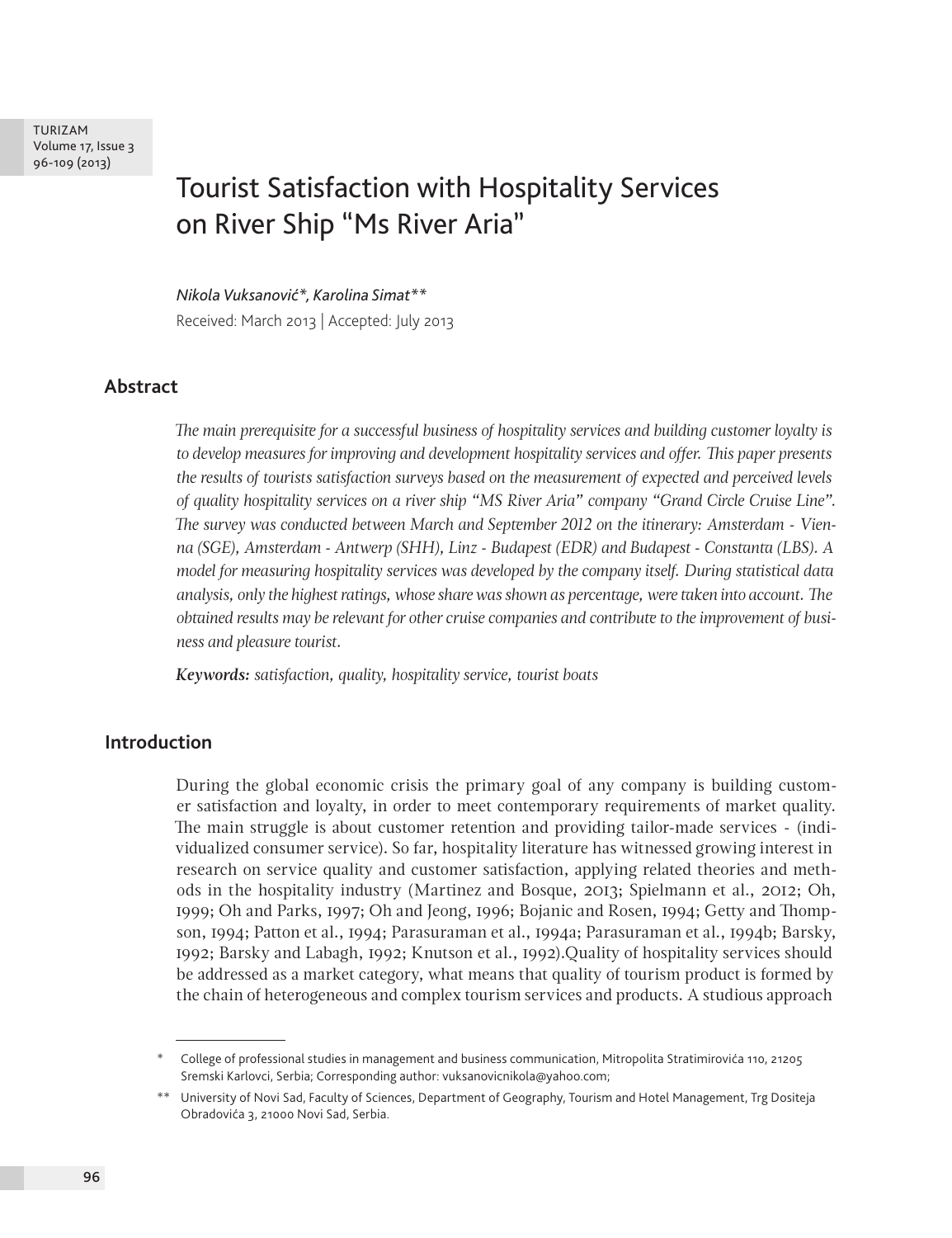# Tourist Satisfaction with Hospitality Services on River Ship "Ms River Aria"

*Nikola Vuksanović\*, Karolina Simat\*\**

Received: March 2013 | Accepted: July 2013

## Abstract

*The main prerequisite for a successful business of hospitality services and building customer loyalty is to develop measures for improving and development hospitality services and offer. This paper presents the results of tourists satisfaction surveys based on the measurement of expected and perceived levels of quality hospitality services on a river ship "MS River Aria" company "Grand Circle Cruise Line". The survey was conducted between March and September 2012 on the itinerary: Amsterdam - Vienna (SGE), Amsterdam - Antwerp (SHH), Linz - Budapest (EDR) and Budapest - Constanta (LBS). A model for measuring hospitality services was developed by the company itself. During statistical data analysis, only the highest ratings, whose share was shown as percentage, were taken into account. The obtained results may be relevant for other cruise companies and contribute to the improvement of business and pleasure tourist.*

***Keywords:*** *satisfaction, quality, hospitality service, tourist boats*

## Introduction

During the global economic crisis the primary goal of any company is building customer satisfaction and loyalty, in order to meet contemporary requirements of market quality. The main struggle is about customer retention and providing tailor-made services - (individualized consumer service). So far, hospitality literature has witnessed growing interest in research on service quality and customer satisfaction, applying related theories and methods in the hospitality industry (Martinez and Bosque, 2013; Spielmann et al., 2012; Oh, 1999; Oh and Parks, 1997; Oh and Jeong, 1996; Bojanic and Rosen, 1994; Getty and Thompson, 1994; Patton et al., 1994; Parasuraman et al., 1994a; Parasuraman et al., 1994b; Barsky, 1992; Barsky and Labagh, 1992; Knutson et al., 1992).Quality of hospitality services should be addressed as a market category, what means that quality of tourism product is formed by the chain of heterogeneous and complex tourism services and products. A studious approach

---

\* College of professional studies in management and business communication, Mitropolita Stratimirovića 110, 21205 Sremski Karlovci, Serbia; Corresponding author: vuksanovicnikola@yahoo.com;

\*\* University of Novi Sad, Faculty of Sciences, Department of Geography, Tourism and Hotel Management, Trg Dositeja Obradovića 3, 21000 Novi Sad, Serbia.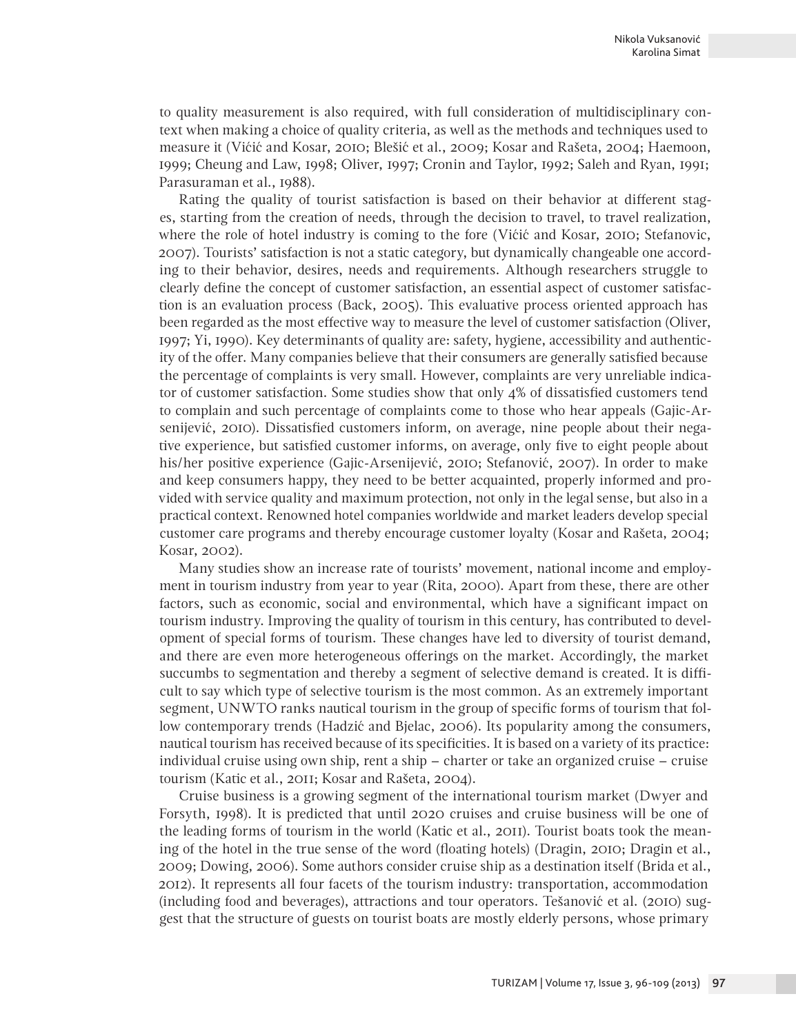to quality measurement is also required, with full consideration of multidisciplinary context when making a choice of quality criteria, as well as the methods and techniques used to measure it (Vićić and Kosar, 2010; Blešić et al., 2009; Kosar and Rašeta, 2004; Haemoon, 1999; Cheung and Law, 1998; Oliver, 1997; Cronin and Taylor, 1992; Saleh and Ryan, 1991; Parasuraman et al., 1988).

Rating the quality of tourist satisfaction is based on their behavior at different stages, starting from the creation of needs, through the decision to travel, to travel realization, where the role of hotel industry is coming to the fore (Vićić and Kosar, 2010; Stefanovic, 2007). Tourists' satisfaction is not a static category, but dynamically changeable one according to their behavior, desires, needs and requirements. Although researchers struggle to clearly define the concept of customer satisfaction, an essential aspect of customer satisfaction is an evaluation process (Back, 2005). This evaluative process oriented approach has been regarded as the most effective way to measure the level of customer satisfaction (Oliver, 1997; Yi, 1990). Key determinants of quality are: safety, hygiene, accessibility and authenticity of the offer. Many companies believe that their consumers are generally satisfied because the percentage of complaints is very small. However, complaints are very unreliable indicator of customer satisfaction. Some studies show that only 4% of dissatisfied customers tend to complain and such percentage of complaints come to those who hear appeals (Gajic-Arsenijević, 2010). Dissatisfied customers inform, on average, nine people about their negative experience, but satisfied customer informs, on average, only five to eight people about his/her positive experience (Gajic-Arsenijević, 2010; Stefanović, 2007). In order to make and keep consumers happy, they need to be better acquainted, properly informed and provided with service quality and maximum protection, not only in the legal sense, but also in a practical context. Renowned hotel companies worldwide and market leaders develop special customer care programs and thereby encourage customer loyalty (Kosar and Rašeta, 2004; Kosar, 2002).

Many studies show an increase rate of tourists' movement, national income and employment in tourism industry from year to year (Rita, 2000). Apart from these, there are other factors, such as economic, social and environmental, which have a significant impact on tourism industry. Improving the quality of tourism in this century, has contributed to development of special forms of tourism. These changes have led to diversity of tourist demand, and there are even more heterogeneous offerings on the market. Accordingly, the market succumbs to segmentation and thereby a segment of selective demand is created. It is difficult to say which type of selective tourism is the most common. As an extremely important segment, UNWTO ranks nautical tourism in the group of specific forms of tourism that follow contemporary trends (Hadzić and Bjelac, 2006). Its popularity among the consumers, nautical tourism has received because of its specificities. It is based on a variety of its practice: individual cruise using own ship, rent a ship – charter or take an organized cruise – cruise tourism (Katic et al., 2011; Kosar and Rašeta, 2004).

Cruise business is a growing segment of the international tourism market (Dwyer and Forsyth, 1998). It is predicted that until 2020 cruises and cruise business will be one of the leading forms of tourism in the world (Katic et al., 2011). Tourist boats took the meaning of the hotel in the true sense of the word (floating hotels) (Dragin, 2010; Dragin et al., 2009; Dowing, 2006). Some authors consider cruise ship as a destination itself (Brida et al., 2012). It represents all four facets of the tourism industry: transportation, accommodation (including food and beverages), attractions and tour operators. Tešanović et al. (2010) suggest that the structure of guests on tourist boats are mostly elderly persons, whose primary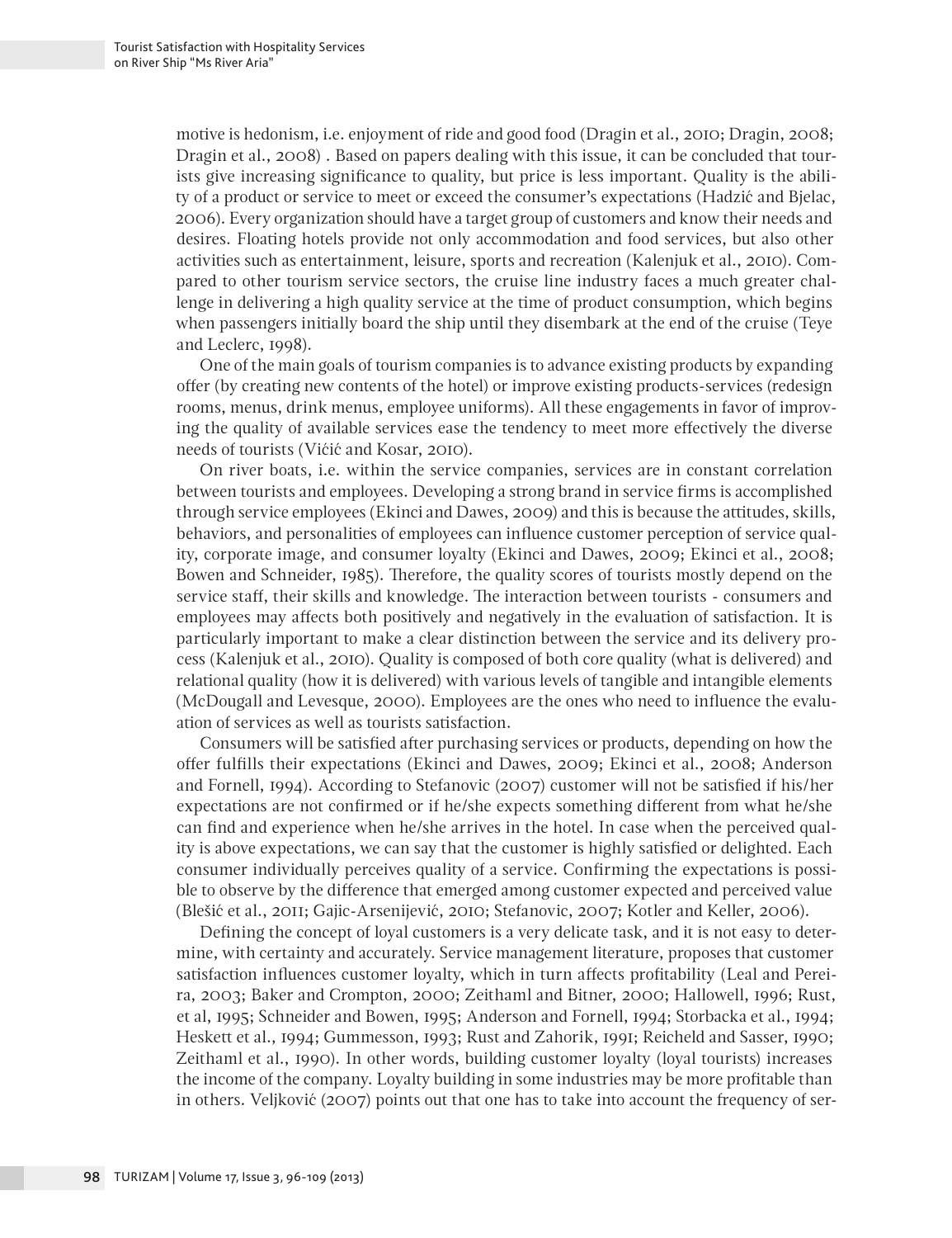motive is hedonism, i.e. enjoyment of ride and good food (Dragin et al., 2010; Dragin, 2008; Dragin et al., 2008) . Based on papers dealing with this issue, it can be concluded that tourists give increasing significance to quality, but price is less important. Quality is the ability of a product or service to meet or exceed the consumer's expectations (Hadzić and Bjelac, 2006). Every organization should have a target group of customers and know their needs and desires. Floating hotels provide not only accommodation and food services, but also other activities such as entertainment, leisure, sports and recreation (Kalenjuk et al., 2010). Compared to other tourism service sectors, the cruise line industry faces a much greater challenge in delivering a high quality service at the time of product consumption, which begins when passengers initially board the ship until they disembark at the end of the cruise (Teye and Leclerc, 1998).

One of the main goals of tourism companies is to advance existing products by expanding offer (by creating new contents of the hotel) or improve existing products-services (redesign rooms, menus, drink menus, employee uniforms). All these engagements in favor of improving the quality of available services ease the tendency to meet more effectively the diverse needs of tourists (Vićić and Kosar, 2010).

On river boats, i.e. within the service companies, services are in constant correlation between tourists and employees. Developing a strong brand in service firms is accomplished through service employees (Ekinci and Dawes, 2009) and this is because the attitudes, skills, behaviors, and personalities of employees can influence customer perception of service quality, corporate image, and consumer loyalty (Ekinci and Dawes, 2009; Ekinci et al., 2008; Bowen and Schneider, 1985). Therefore, the quality scores of tourists mostly depend on the service staff, their skills and knowledge. The interaction between tourists - consumers and employees may affects both positively and negatively in the evaluation of satisfaction. It is particularly important to make a clear distinction between the service and its delivery process (Kalenjuk et al., 2010). Quality is composed of both core quality (what is delivered) and relational quality (how it is delivered) with various levels of tangible and intangible elements (McDougall and Levesque, 2000). Employees are the ones who need to influence the evaluation of services as well as tourists satisfaction.

Consumers will be satisfied after purchasing services or products, depending on how the offer fulfills their expectations (Ekinci and Dawes, 2009; Ekinci et al., 2008; Anderson and Fornell, 1994). According to Stefanovic (2007) customer will not be satisfied if his/her expectations are not confirmed or if he/she expects something different from what he/she can find and experience when he/she arrives in the hotel. In case when the perceived quality is above expectations, we can say that the customer is highly satisfied or delighted. Each consumer individually perceives quality of a service. Confirming the expectations is possible to observe by the difference that emerged among customer expected and perceived value (Blešić et al., 2011; Gajic-Arsenijević, 2010; Stefanovic, 2007; Kotler and Keller, 2006).

Defining the concept of loyal customers is a very delicate task, and it is not easy to determine, with certainty and accurately. Service management literature, proposes that customer satisfaction influences customer loyalty, which in turn affects profitability (Leal and Pereira, 2003; Baker and Crompton, 2000; Zeithaml and Bitner, 2000; Hallowell, 1996; Rust, et al, 1995; Schneider and Bowen, 1995; Anderson and Fornell, 1994; Storbacka et al., 1994; Heskett et al., 1994; Gummesson, 1993; Rust and Zahorik, 1991; Reicheld and Sasser, 1990; Zeithaml et al., 1990). In other words, building customer loyalty (loyal tourists) increases the income of the company. Loyalty building in some industries may be more profitable than in others. Veljković (2007) points out that one has to take into account the frequency of ser-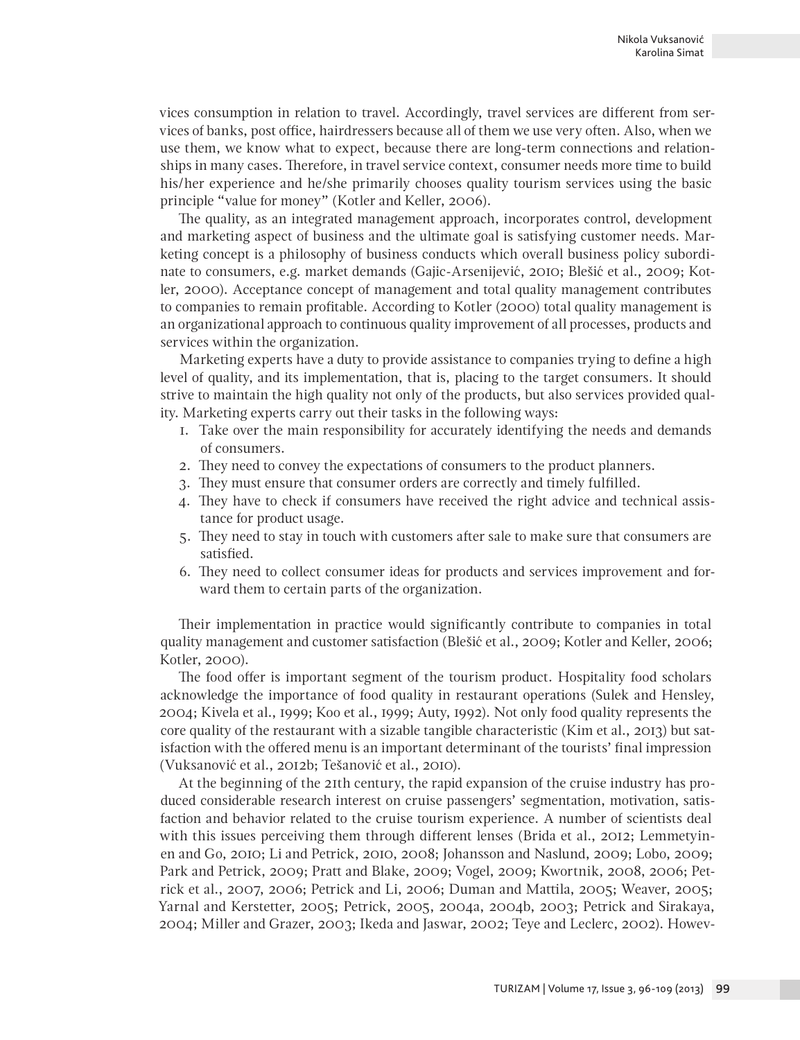vices consumption in relation to travel. Accordingly, travel services are different from services of banks, post office, hairdressers because all of them we use very often. Also, when we use them, we know what to expect, because there are long-term connections and relationships in many cases. Therefore, in travel service context, consumer needs more time to build his/her experience and he/she primarily chooses quality tourism services using the basic principle "value for money" (Kotler and Keller, 2006).

The quality, as an integrated management approach, incorporates control, development and marketing aspect of business and the ultimate goal is satisfying customer needs. Marketing concept is a philosophy of business conducts which overall business policy subordinate to consumers, e.g. market demands (Gajic-Arsenijević, 2010; Blešić et al., 2009; Kotler, 2000). Acceptance concept of management and total quality management contributes to companies to remain profitable. According to Kotler (2000) total quality management is an organizational approach to continuous quality improvement of all processes, products and services within the organization.

Marketing experts have a duty to provide assistance to companies trying to define a high level of quality, and its implementation, that is, placing to the target consumers. It should strive to maintain the high quality not only of the products, but also services provided quality. Marketing experts carry out their tasks in the following ways:

1. Take over the main responsibility for accurately identifying the needs and demands of consumers.
2. They need to convey the expectations of consumers to the product planners.
3. They must ensure that consumer orders are correctly and timely fulfilled.
4. They have to check if consumers have received the right advice and technical assistance for product usage.
5. They need to stay in touch with customers after sale to make sure that consumers are satisfied.
6. They need to collect consumer ideas for products and services improvement and forward them to certain parts of the organization.

Their implementation in practice would significantly contribute to companies in total quality management and customer satisfaction (Blešić et al., 2009; Kotler and Keller, 2006; Kotler, 2000).

The food offer is important segment of the tourism product. Hospitality food scholars acknowledge the importance of food quality in restaurant operations (Sulek and Hensley, 2004; Kivela et al., 1999; Koo et al., 1999; Auty, 1992). Not only food quality represents the core quality of the restaurant with a sizable tangible characteristic (Kim et al., 2013) but satisfaction with the offered menu is an important determinant of the tourists' final impression (Vuksanović et al., 2012b; Tešanović et al., 2010).

At the beginning of the 21th century, the rapid expansion of the cruise industry has produced considerable research interest on cruise passengers' segmentation, motivation, satisfaction and behavior related to the cruise tourism experience. A number of scientists deal with this issues perceiving them through different lenses (Brida et al., 2012; Lemmetyinen and Go, 2010; Li and Petrick, 2010, 2008; Johansson and Naslund, 2009; Lobo, 2009; Park and Petrick, 2009; Pratt and Blake, 2009; Vogel, 2009; Kwortnik, 2008, 2006; Petrick et al., 2007, 2006; Petrick and Li, 2006; Duman and Mattila, 2005; Weaver, 2005; Yarnal and Kerstetter, 2005; Petrick, 2005, 2004a, 2004b, 2003; Petrick and Sirakaya, 2004; Miller and Grazer, 2003; Ikeda and Jaswar, 2002; Teye and Leclerc, 2002). Howev-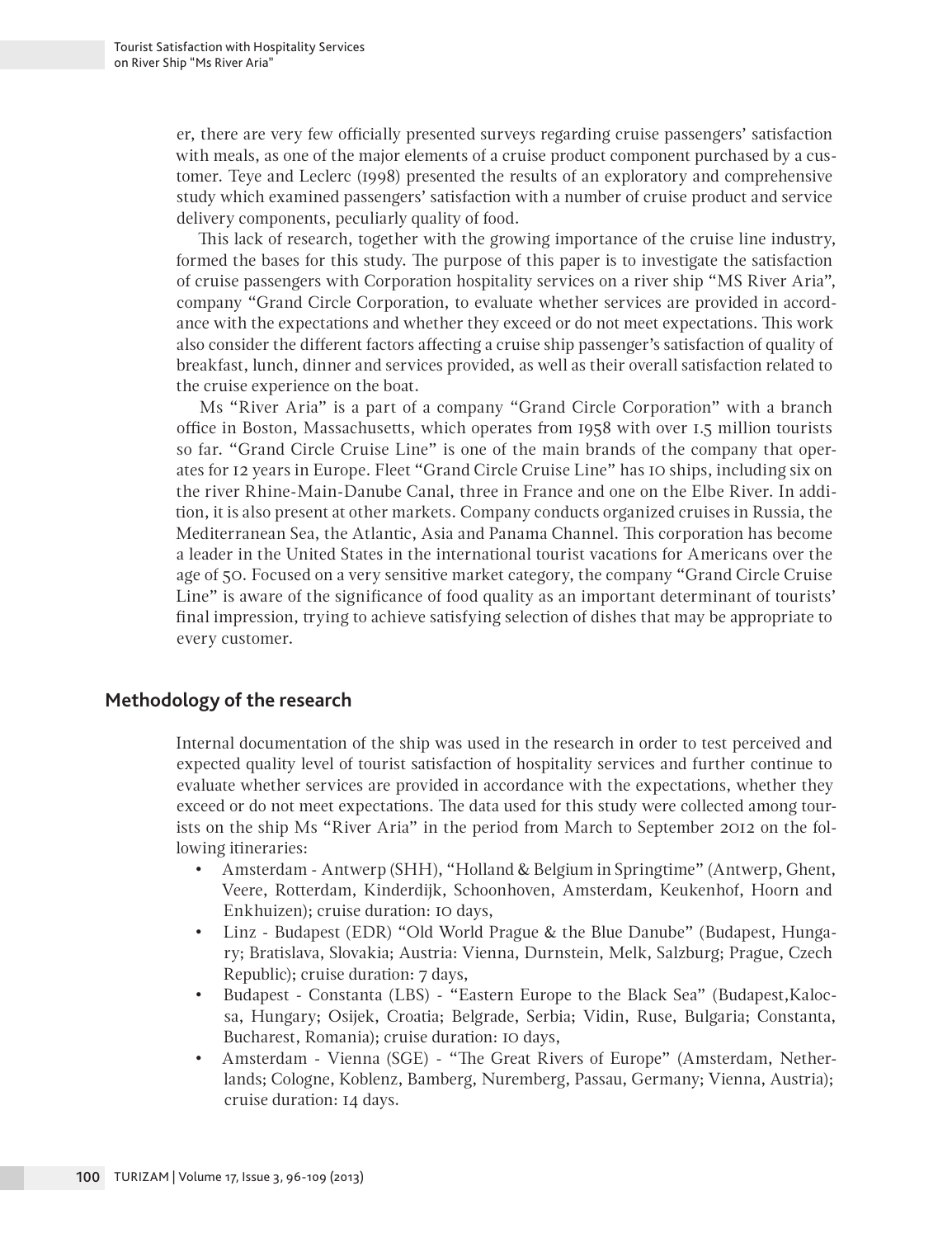er, there are very few officially presented surveys regarding cruise passengers' satisfaction with meals, as one of the major elements of a cruise product component purchased by a customer. Teye and Leclerc (1998) presented the results of an exploratory and comprehensive study which examined passengers' satisfaction with a number of cruise product and service delivery components, peculiarly quality of food.

This lack of research, together with the growing importance of the cruise line industry, formed the bases for this study. The purpose of this paper is to investigate the satisfaction of cruise passengers with Corporation hospitality services on a river ship "MS River Aria", company "Grand Circle Corporation, to evaluate whether services are provided in accordance with the expectations and whether they exceed or do not meet expectations. This work also consider the different factors affecting a cruise ship passenger's satisfaction of quality of breakfast, lunch, dinner and services provided, as well as their overall satisfaction related to the cruise experience on the boat.

Ms "River Aria" is a part of a company "Grand Circle Corporation" with a branch office in Boston, Massachusetts, which operates from 1958 with over 1.5 million tourists so far. "Grand Circle Cruise Line" is one of the main brands of the company that operates for 12 years in Europe. Fleet "Grand Circle Cruise Line" has 10 ships, including six on the river Rhine-Main-Danube Canal, three in France and one on the Elbe River. In addition, it is also present at other markets. Company conducts organized cruises in Russia, the Mediterranean Sea, the Atlantic, Asia and Panama Channel. This corporation has become a leader in the United States in the international tourist vacations for Americans over the age of 50. Focused on a very sensitive market category, the company "Grand Circle Cruise Line" is aware of the significance of food quality as an important determinant of tourists' final impression, trying to achieve satisfying selection of dishes that may be appropriate to every customer.

## Methodology of the research

Internal documentation of the ship was used in the research in order to test perceived and expected quality level of tourist satisfaction of hospitality services and further continue to evaluate whether services are provided in accordance with the expectations, whether they exceed or do not meet expectations. The data used for this study were collected among tourists on the ship Ms "River Aria" in the period from March to September 2012 on the following itineraries:

- Amsterdam - Antwerp (SHH), "Holland & Belgium in Springtime" (Antwerp, Ghent, Veere, Rotterdam, Kinderdijk, Schoonhoven, Amsterdam, Keukenhof, Hoorn and Enkhuizen); cruise duration: 10 days,
- Linz - Budapest (EDR) "Old World Prague & the Blue Danube" (Budapest, Hungary; Bratislava, Slovakia; Austria: Vienna, Durnstein, Melk, Salzburg; Prague, Czech Republic); cruise duration: 7 days,
- Budapest - Constanta (LBS) - "Eastern Europe to the Black Sea" (Budapest, Kalocsa, Hungary; Osijek, Croatia; Belgrade, Serbia; Vidin, Ruse, Bulgaria; Constanta, Bucharest, Romania); cruise duration: 10 days,
- Amsterdam - Vienna (SGE) - "The Great Rivers of Europe" (Amsterdam, Netherlands; Cologne, Koblenz, Bamberg, Nuremberg, Passau, Germany; Vienna, Austria); cruise duration: 14 days.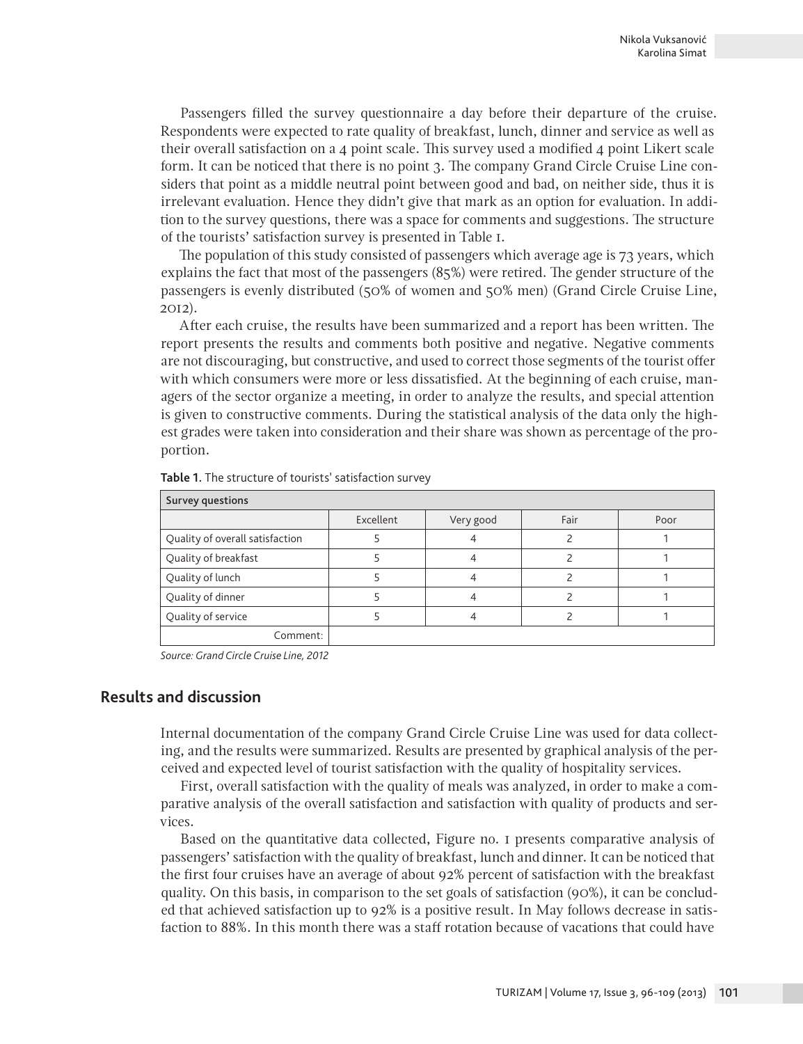Passengers filled the survey questionnaire a day before their departure of the cruise. Respondents were expected to rate quality of breakfast, lunch, dinner and service as well as their overall satisfaction on a 4 point scale. This survey used a modified 4 point Likert scale form. It can be noticed that there is no point 3. The company Grand Circle Cruise Line considers that point as a middle neutral point between good and bad, on neither side, thus it is irrelevant evaluation. Hence they didn't give that mark as an option for evaluation. In addition to the survey questions, there was a space for comments and suggestions. The structure of the tourists' satisfaction survey is presented in Table 1.

The population of this study consisted of passengers which average age is 73 years, which explains the fact that most of the passengers (85%) were retired. The gender structure of the passengers is evenly distributed (50% of women and 50% men) (Grand Circle Cruise Line, 2012).

After each cruise, the results have been summarized and a report has been written. The report presents the results and comments both positive and negative. Negative comments are not discouraging, but constructive, and used to correct those segments of the tourist offer with which consumers were more or less dissatisfied. At the beginning of each cruise, managers of the sector organize a meeting, in order to analyze the results, and special attention is given to constructive comments. During the statistical analysis of the data only the highest grades were taken into consideration and their share was shown as percentage of the proportion.

**Table 1.** The structure of tourists' satisfaction survey

| Survey questions | | | | |
|---|---|---|---|---|
| | Excellent | Very good | Fair | Poor |
| Quality of overall satisfaction | 5 | 4 | 2 | 1 |
| Quality of breakfast | 5 | 4 | 2 | 1 |
| Quality of lunch | 5 | 4 | 2 | 1 |
| Quality of dinner | 5 | 4 | 2 | 1 |
| Quality of service | 5 | 4 | 2 | 1 |
| Comment: | | | | |

*Source: Grand Circle Cruise Line, 2012*

## Results and discussion

Internal documentation of the company Grand Circle Cruise Line was used for data collecting, and the results were summarized. Results are presented by graphical analysis of the perceived and expected level of tourist satisfaction with the quality of hospitality services.

First, overall satisfaction with the quality of meals was analyzed, in order to make a comparative analysis of the overall satisfaction and satisfaction with quality of products and services.

Based on the quantitative data collected, Figure no. 1 presents comparative analysis of passengers' satisfaction with the quality of breakfast, lunch and dinner. It can be noticed that the first four cruises have an average of about 92% percent of satisfaction with the breakfast quality. On this basis, in comparison to the set goals of satisfaction (90%), it can be concluded that achieved satisfaction up to 92% is a positive result. In May follows decrease in satisfaction to 88%. In this month there was a staff rotation because of vacations that could have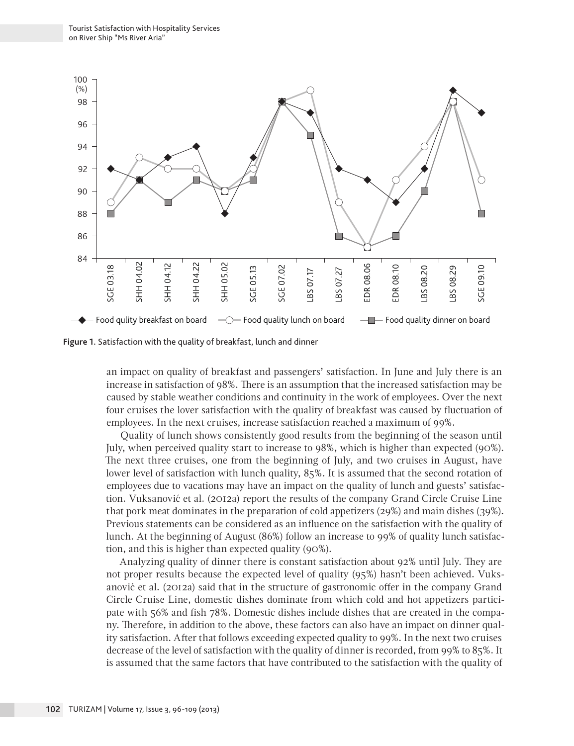Figure 1. Satisfaction with the quality of breakfast, lunch and dinner

an impact on quality of breakfast and passengers' satisfaction. In June and July there is an increase in satisfaction of 98%. There is an assumption that the increased satisfaction may be caused by stable weather conditions and continuity in the work of employees. Over the next four cruises the lover satisfaction with the quality of breakfast was caused by fluctuation of employees. In the next cruises, increase satisfaction reached a maximum of 99%.

Quality of lunch shows consistently good results from the beginning of the season until July, when perceived quality start to increase to 98%, which is higher than expected (90%). The next three cruises, one from the beginning of July, and two cruises in August, have lower level of satisfaction with lunch quality, 85%. It is assumed that the second rotation of employees due to vacations may have an impact on the quality of lunch and guests' satisfaction. Vuksanović et al. (2012a) report the results of the company Grand Circle Cruise Line that pork meat dominates in the preparation of cold appetizers (29%) and main dishes (39%). Previous statements can be considered as an influence on the satisfaction with the quality of lunch. At the beginning of August (86%) follow an increase to 99% of quality lunch satisfaction, and this is higher than expected quality (90%).

Analyzing quality of dinner there is constant satisfaction about 92% until July. They are not proper results because the expected level of quality (95%) hasn't been achieved. Vuksanović et al. (2012a) said that in the structure of gastronomic offer in the company Grand Circle Cruise Line, domestic dishes dominate from which cold and hot appetizers participate with 56% and fish 78%. Domestic dishes include dishes that are created in the company. Therefore, in addition to the above, these factors can also have an impact on dinner quality satisfaction. After that follows exceeding expected quality to 99%. In the next two cruises decrease of the level of satisfaction with the quality of dinner is recorded, from 99% to 85%. It is assumed that the same factors that have contributed to the satisfaction with the quality of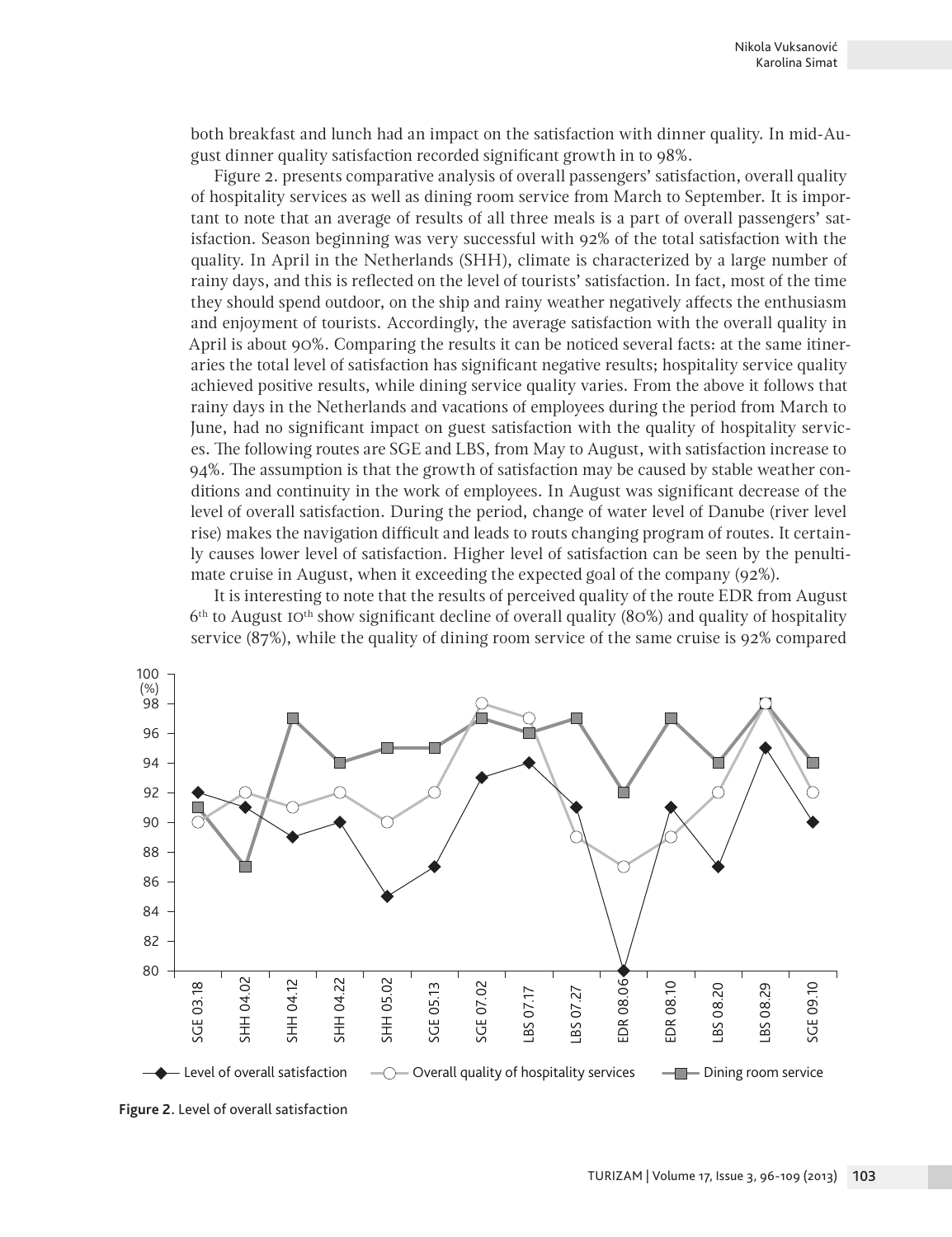both breakfast and lunch had an impact on the satisfaction with dinner quality. In mid-August dinner quality satisfaction recorded significant growth in to 98%.

Figure 2. presents comparative analysis of overall passengers' satisfaction, overall quality of hospitality services as well as dining room service from March to September. It is important to note that an average of results of all three meals is a part of overall passengers' satisfaction. Season beginning was very successful with 92% of the total satisfaction with the quality. In April in the Netherlands (SHH), climate is characterized by a large number of rainy days, and this is reflected on the level of tourists' satisfaction. In fact, most of the time they should spend outdoor, on the ship and rainy weather negatively affects the enthusiasm and enjoyment of tourists. Accordingly, the average satisfaction with the overall quality in April is about 90%. Comparing the results it can be noticed several facts: at the same itineraries the total level of satisfaction has significant negative results; hospitality service quality achieved positive results, while dining service quality varies. From the above it follows that rainy days in the Netherlands and vacations of employees during the period from March to June, had no significant impact on guest satisfaction with the quality of hospitality services. The following routes are SGE and LBS, from May to August, with satisfaction increase to 94%. The assumption is that the growth of satisfaction may be caused by stable weather conditions and continuity in the work of employees. In August was significant decrease of the level of overall satisfaction. During the period, change of water level of Danube (river level rise) makes the navigation difficult and leads to routs changing program of routes. It certainly causes lower level of satisfaction. Higher level of satisfaction can be seen by the penultimate cruise in August, when it exceeding the expected goal of the company (92%).

It is interesting to note that the results of perceived quality of the route EDR from August 6th to August 10th show significant decline of overall quality (80%) and quality of hospitality service (87%), while the quality of dining room service of the same cruise is 92% compared

**Figure 2.** Level of overall satisfaction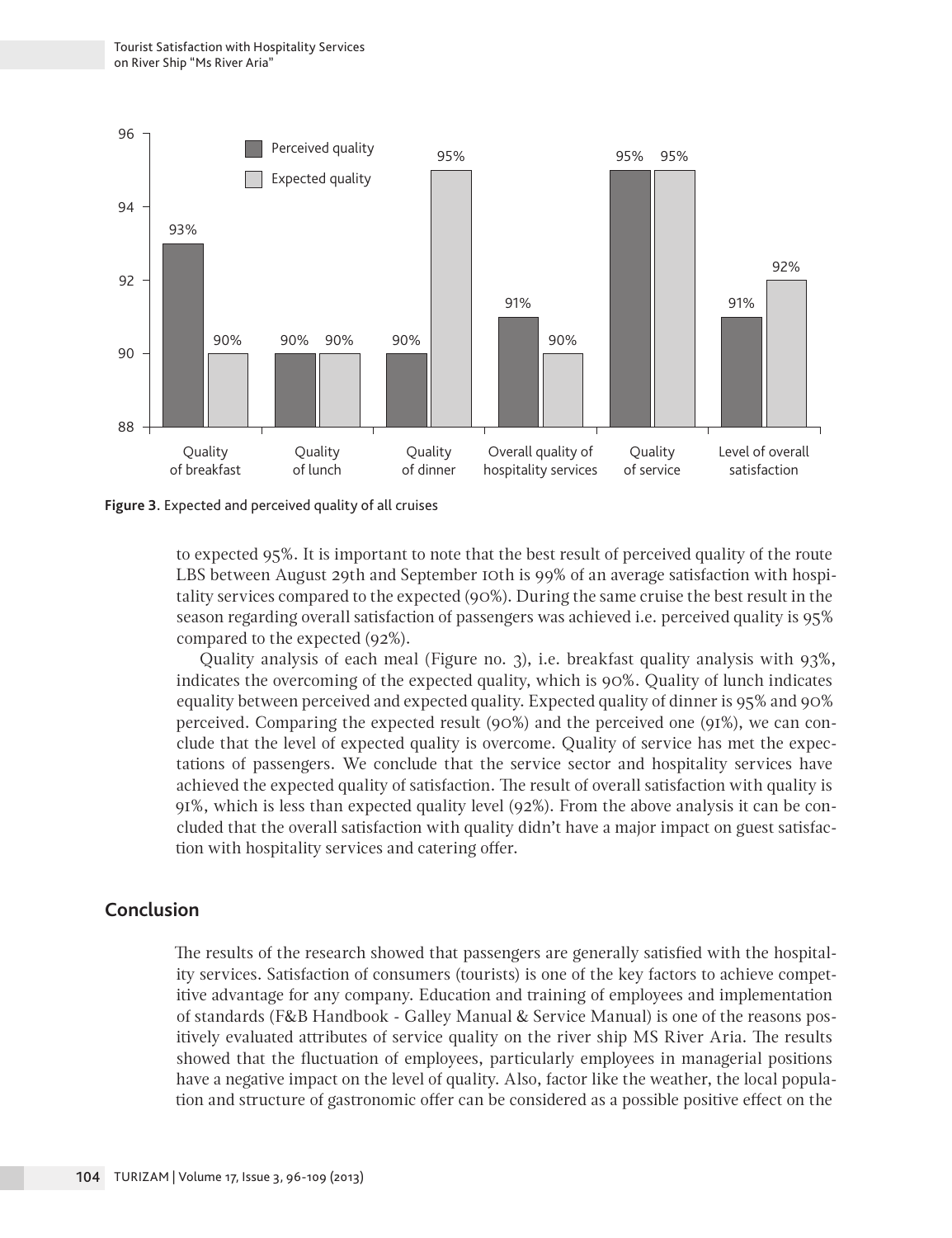Figure 3. Expected and perceived quality of all cruises

to expected 95%. It is important to note that the best result of perceived quality of the route LBS between August 29th and September 10th is 99% of an average satisfaction with hospitality services compared to the expected (90%). During the same cruise the best result in the season regarding overall satisfaction of passengers was achieved i.e. perceived quality is 95% compared to the expected (92%).

Quality analysis of each meal (Figure no. 3), i.e. breakfast quality analysis with 93%, indicates the overcoming of the expected quality, which is 90%. Quality of lunch indicates equality between perceived and expected quality. Expected quality of dinner is 95% and 90% perceived. Comparing the expected result (90%) and the perceived one (91%), we can conclude that the level of expected quality is overcome. Quality of service has met the expectations of passengers. We conclude that the service sector and hospitality services have achieved the expected quality of satisfaction. The result of overall satisfaction with quality is 91%, which is less than expected quality level (92%). From the above analysis it can be concluded that the overall satisfaction with quality didn't have a major impact on guest satisfaction with hospitality services and catering offer.

## Conclusion

The results of the research showed that passengers are generally satisfied with the hospitality services. Satisfaction of consumers (tourists) is one of the key factors to achieve competitive advantage for any company. Education and training of employees and implementation of standards (F&B Handbook - Galley Manual & Service Manual) is one of the reasons positively evaluated attributes of service quality on the river ship MS River Aria. The results showed that the fluctuation of employees, particularly employees in managerial positions have a negative impact on the level of quality. Also, factor like the weather, the local population and structure of gastronomic offer can be considered as a possible positive effect on the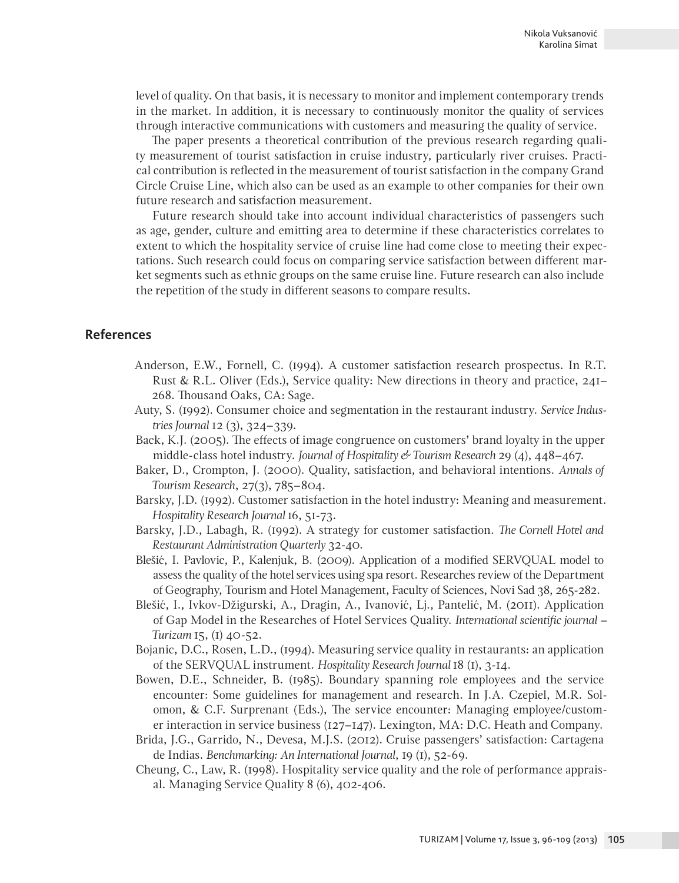level of quality. On that basis, it is necessary to monitor and implement contemporary trends in the market. In addition, it is necessary to continuously monitor the quality of services through interactive communications with customers and measuring the quality of service.

The paper presents a theoretical contribution of the previous research regarding quality measurement of tourist satisfaction in cruise industry, particularly river cruises. Practical contribution is reflected in the measurement of tourist satisfaction in the company Grand Circle Cruise Line, which also can be used as an example to other companies for their own future research and satisfaction measurement.

Future research should take into account individual characteristics of passengers such as age, gender, culture and emitting area to determine if these characteristics correlates to extent to which the hospitality service of cruise line had come close to meeting their expectations. Such research could focus on comparing service satisfaction between different market segments such as ethnic groups on the same cruise line. Future research can also include the repetition of the study in different seasons to compare results.

## References

Anderson, E.W., Fornell, C. (1994). A customer satisfaction research prospectus. In R.T. Rust & R.L. Oliver (Eds.), Service quality: New directions in theory and practice, 241–268. Thousand Oaks, CA: Sage.

Auty, S. (1992). Consumer choice and segmentation in the restaurant industry. *Service Industries Journal* 12 (3), 324–339.

Back, K.J. (2005). The effects of image congruence on customers' brand loyalty in the upper middle-class hotel industry. *Journal of Hospitality & Tourism Research* 29 (4), 448–467.

Baker, D., Crompton, J. (2000). Quality, satisfaction, and behavioral intentions. *Annals of Tourism Research*, 27(3), 785–804.

Barsky, J.D. (1992). Customer satisfaction in the hotel industry: Meaning and measurement. *Hospitality Research Journal* 16, 51-73.

Barsky, J.D., Labagh, R. (1992). A strategy for customer satisfaction. *The Cornell Hotel and Restaurant Administration Quarterly* 32-40.

Blešić, I. Pavlovic, P., Kalenjuk, B. (2009). Application of a modified SERVQUAL model to assess the quality of the hotel services using spa resort. Researches review of the Department of Geography, Tourism and Hotel Management, Faculty of Sciences, Novi Sad 38, 265-282.

Blešić, I., Ivkov-Džigurski, A., Dragin, A., Ivanović, Lj., Pantelić, M. (2011). Application of Gap Model in the Researches of Hotel Services Quality. *International scientific journal – Turizam* 15, (1) 40-52.

Bojanic, D.C., Rosen, L.D., (1994). Measuring service quality in restaurants: an application of the SERVQUAL instrument. *Hospitality Research Journal* 18 (1), 3-14.

Bowen, D.E., Schneider, B. (1985). Boundary spanning role employees and the service encounter: Some guidelines for management and research. In J.A. Czepiel, M.R. Solomon, & C.F. Surprenant (Eds.), The service encounter: Managing employee/customer interaction in service business (127–147). Lexington, MA: D.C. Heath and Company.

Brida, J.G., Garrido, N., Devesa, M.J.S. (2012). Cruise passengers' satisfaction: Cartagena de Indias. *Benchmarking: An International Journal*, 19 (1), 52-69.

Cheung, C., Law, R. (1998). Hospitality service quality and the role of performance appraisal. Managing Service Quality 8 (6), 402-406.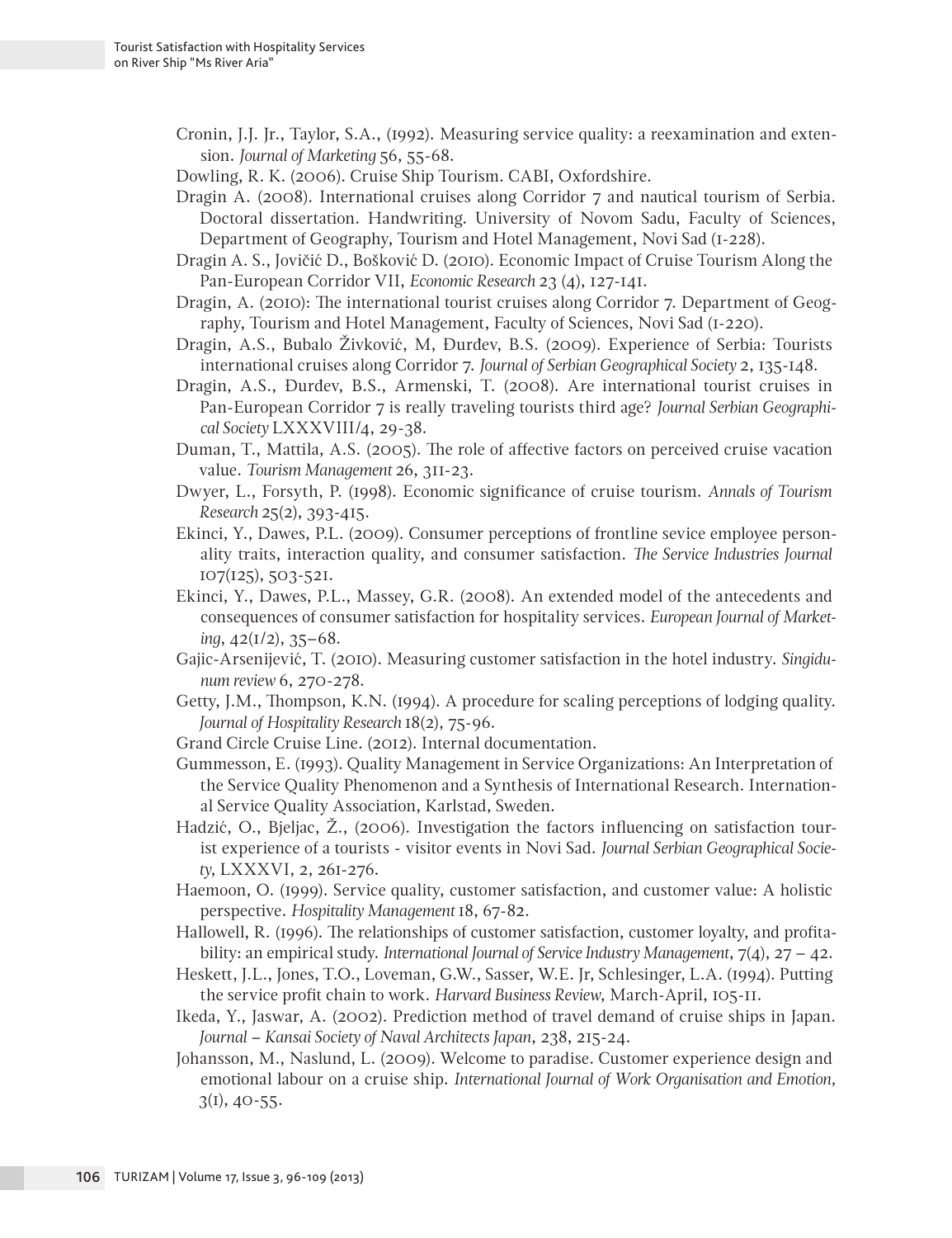Cronin, J.J. Jr., Taylor, S.A., (1992). Measuring service quality: a reexamination and extension. *Journal of Marketing* 56, 55-68.

Dowling, R. K. (2006). Cruise Ship Tourism. CABI, Oxfordshire.

Dragin A. (2008). International cruises along Corridor 7 and nautical tourism of Serbia. Doctoral dissertation. Handwriting. University of Novom Sadu, Faculty of Sciences, Department of Geography, Tourism and Hotel Management, Novi Sad (1-228).

Dragin A. S., Jovičić D., Bošković D. (2010). Economic Impact of Cruise Tourism Along the Pan-European Corridor VII, *Economic Research* 23 (4), 127-141.

Dragin, A. (2010): The international tourist cruises along Corridor 7. Department of Geography, Tourism and Hotel Management, Faculty of Sciences, Novi Sad (1-220).

Dragin, A.S., Bubalo Živković, M, Đurđev, B.S. (2009). Experience of Serbia: Tourists international cruises along Corridor 7. *Journal of Serbian Geographical Society* 2, 135-148.

Dragin, A.S., Đurđev, B.S., Armenski, T. (2008). Are international tourist cruises in Pan-European Corridor 7 is really traveling tourists third age? *Journal Serbian Geographical Society* LXXXVIII/4, 29-38.

Duman, T., Mattila, A.S. (2005). The role of affective factors on perceived cruise vacation value. *Tourism Management* 26, 311-23.

Dwyer, L., Forsyth, P. (1998). Economic significance of cruise tourism. *Annals of Tourism Research* 25(2), 393-415.

Ekinci, Y., Dawes, P.L. (2009). Consumer perceptions of frontline sevice employee personality traits, interaction quality, and consumer satisfaction. *The Service Industries Journal* 107(125), 503-521.

Ekinci, Y., Dawes, P.L., Massey, G.R. (2008). An extended model of the antecedents and consequences of consumer satisfaction for hospitality services. *European Journal of Marketing*, 42(1/2), 35–68.

Gajic-Arsenijević, T. (2010). Measuring customer satisfaction in the hotel industry. *Singidunum review* 6, 270-278.

Getty, J.M., Thompson, K.N. (1994). A procedure for scaling perceptions of lodging quality. *Journal of Hospitality Research* 18(2), 75-96.

Grand Circle Cruise Line. (2012). Internal documentation.

Gummesson, E. (1993). Quality Management in Service Organizations: An Interpretation of the Service Quality Phenomenon and a Synthesis of International Research. International Service Quality Association, Karlstad, Sweden.

Hadzić, O., Bjeljac, Ž., (2006). Investigation the factors influencing on satisfaction tourist experience of a tourists - visitor events in Novi Sad. *Journal Serbian Geographical Society*, LXXXVI, 2, 261-276.

Haemoon, O. (1999). Service quality, customer satisfaction, and customer value: A holistic perspective. *Hospitality Management* 18, 67-82.

Hallowell, R. (1996). The relationships of customer satisfaction, customer loyalty, and profitability: an empirical study. *International Journal of Service Industry Management*, 7(4), 27 – 42.

Heskett, J.L., Jones, T.O., Loveman, G.W., Sasser, W.E. Jr, Schlesinger, L.A. (1994). Putting the service profit chain to work. *Harvard Business Review*, March-April, 105-11.

Ikeda, Y., Jaswar, A. (2002). Prediction method of travel demand of cruise ships in Japan. *Journal – Kansai Society of Naval Architects Japan*, 238, 215-24.

Johansson, M., Naslund, L. (2009). Welcome to paradise. Customer experience design and emotional labour on a cruise ship. *International Journal of Work Organisation and Emotion*, 3(1), 40-55.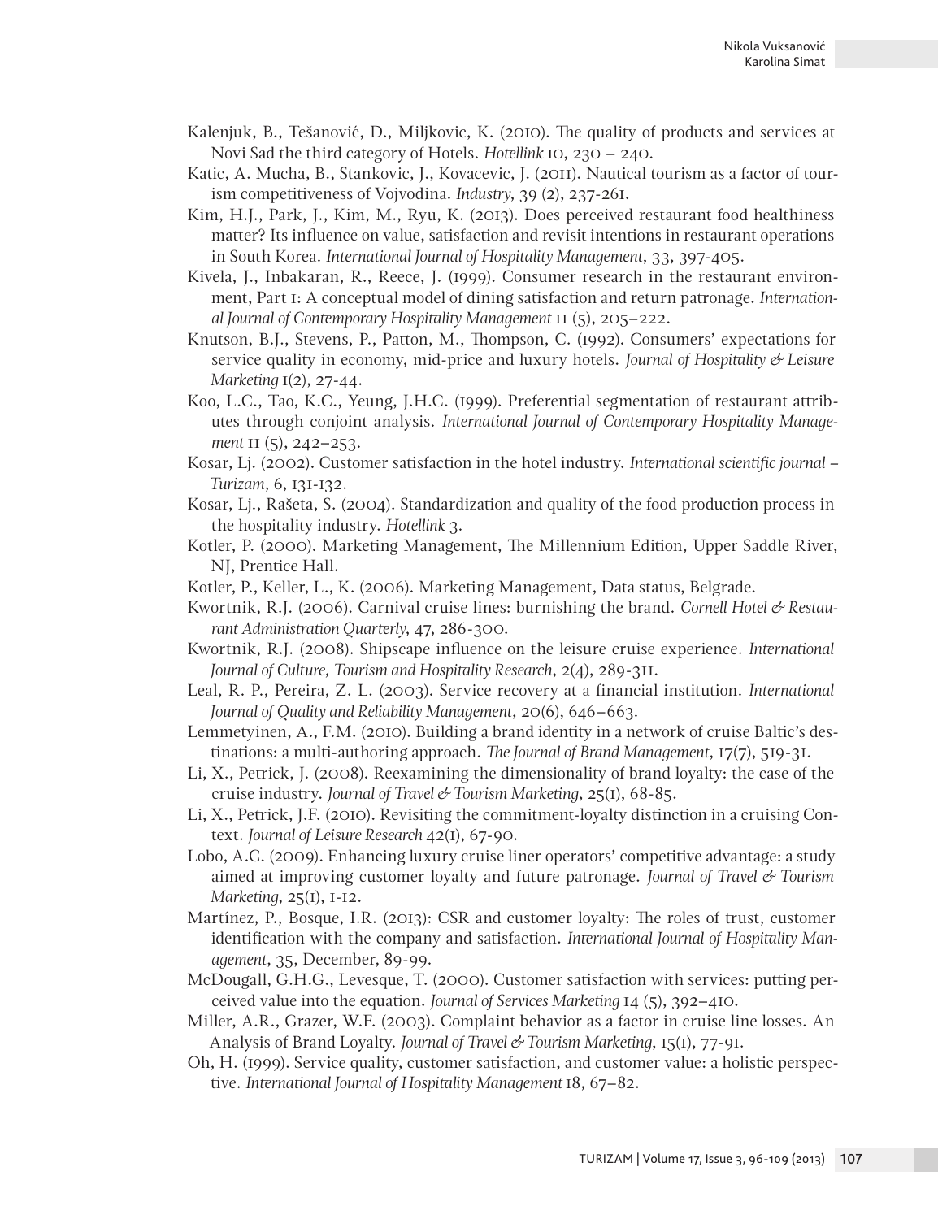Kalenjuk, B., Tešanović, D., Miljkovic, K. (2010). The quality of products and services at Novi Sad the third category of Hotels. *Hotellink* 10, 230 – 240.

Katic, A. Mucha, B., Stankovic, J., Kovacevic, J. (2011). Nautical tourism as a factor of tourism competitiveness of Vojvodina. *Industry*, 39 (2), 237-261.

Kim, H.J., Park, J., Kim, M., Ryu, K. (2013). Does perceived restaurant food healthiness matter? Its influence on value, satisfaction and revisit intentions in restaurant operations in South Korea. *International Journal of Hospitality Management*, 33, 397-405.

Kivela, J., Inbakaran, R., Reece, J. (1999). Consumer research in the restaurant environment, Part 1: A conceptual model of dining satisfaction and return patronage. *International Journal of Contemporary Hospitality Management* 11 (5), 205–222.

Knutson, B.J., Stevens, P., Patton, M., Thompson, C. (1992). Consumers' expectations for service quality in economy, mid-price and luxury hotels. *Journal of Hospitality & Leisure Marketing* 1(2), 27-44.

Koo, L.C., Tao, K.C., Yeung, J.H.C. (1999). Preferential segmentation of restaurant attributes through conjoint analysis. *International Journal of Contemporary Hospitality Management* 11 (5), 242–253.

Kosar, Lj. (2002). Customer satisfaction in the hotel industry. *International scientific journal – Turizam*, 6, 131-132.

Kosar, Lj., Rašeta, S. (2004). Standardization and quality of the food production process in the hospitality industry. *Hotellink* 3.

Kotler, P. (2000). Marketing Management, The Millennium Edition, Upper Saddle River, NJ, Prentice Hall.

Kotler, P., Keller, L., K. (2006). Marketing Management, Data status, Belgrade.

Kwortnik, R.J. (2006). Carnival cruise lines: burnishing the brand. *Cornell Hotel & Restaurant Administration Quarterly*, 47, 286-300.

Kwortnik, R.J. (2008). Shipscape influence on the leisure cruise experience. *International Journal of Culture, Tourism and Hospitality Research*, 2(4), 289-311.

Leal, R. P., Pereira, Z. L. (2003). Service recovery at a financial institution. *International Journal of Quality and Reliability Management*, 20(6), 646–663.

Lemmetyinen, A., F.M. (2010). Building a brand identity in a network of cruise Baltic's destinations: a multi-authoring approach. *The Journal of Brand Management*, 17(7), 519-31.

Li, X., Petrick, J. (2008). Reexamining the dimensionality of brand loyalty: the case of the cruise industry. *Journal of Travel & Tourism Marketing*, 25(1), 68-85.

Li, X., Petrick, J.F. (2010). Revisiting the commitment-loyalty distinction in a cruising Context. *Journal of Leisure Research* 42(1), 67-90.

Lobo, A.C. (2009). Enhancing luxury cruise liner operators' competitive advantage: a study aimed at improving customer loyalty and future patronage. *Journal of Travel & Tourism Marketing*, 25(1), 1-12.

Martínez, P., Bosque, I.R. (2013): CSR and customer loyalty: The roles of trust, customer identification with the company and satisfaction. *International Journal of Hospitality Management*, 35, December, 89-99.

McDougall, G.H.G., Levesque, T. (2000). Customer satisfaction with services: putting perceived value into the equation. *Journal of Services Marketing* 14 (5), 392–410.

Miller, A.R., Grazer, W.F. (2003). Complaint behavior as a factor in cruise line losses. An Analysis of Brand Loyalty. *Journal of Travel & Tourism Marketing*, 15(1), 77-91.

Oh, H. (1999). Service quality, customer satisfaction, and customer value: a holistic perspective. *International Journal of Hospitality Management* 18, 67–82.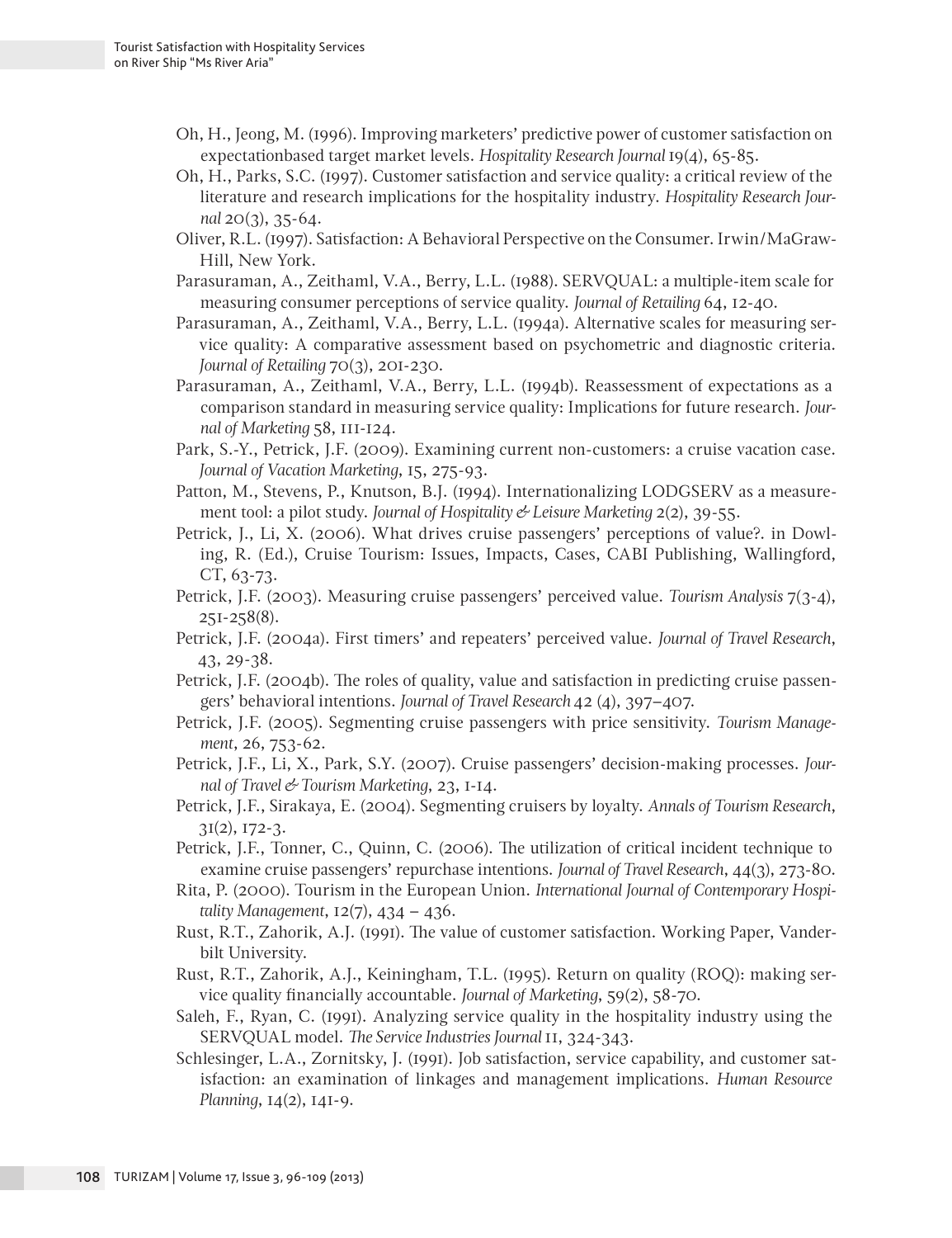Oh, H., Jeong, M. (1996). Improving marketers' predictive power of customer satisfaction on expectationbased target market levels. *Hospitality Research Journal* 19(4), 65-85.

Oh, H., Parks, S.C. (1997). Customer satisfaction and service quality: a critical review of the literature and research implications for the hospitality industry. *Hospitality Research Journal* 20(3), 35-64.

Oliver, R.L. (1997). Satisfaction: A Behavioral Perspective on the Consumer. Irwin/MaGraw-Hill, New York.

Parasuraman, A., Zeithaml, V.A., Berry, L.L. (1988). SERVQUAL: a multiple-item scale for measuring consumer perceptions of service quality. *Journal of Retailing* 64, 12-40.

Parasuraman, A., Zeithaml, V.A., Berry, L.L. (1994a). Alternative scales for measuring service quality: A comparative assessment based on psychometric and diagnostic criteria. *Journal of Retailing* 70(3), 201-230.

Parasuraman, A., Zeithaml, V.A., Berry, L.L. (1994b). Reassessment of expectations as a comparison standard in measuring service quality: Implications for future research. *Journal of Marketing* 58, 111-124.

Park, S.-Y., Petrick, J.F. (2009). Examining current non-customers: a cruise vacation case. *Journal of Vacation Marketing*, 15, 275-93.

Patton, M., Stevens, P., Knutson, B.J. (1994). Internationalizing LODGSERV as a measurement tool: a pilot study. *Journal of Hospitality & Leisure Marketing* 2(2), 39-55.

Petrick, J., Li, X. (2006). What drives cruise passengers' perceptions of value?. in Dowling, R. (Ed.), Cruise Tourism: Issues, Impacts, Cases, CABI Publishing, Wallingford, CT, 63-73.

Petrick, J.F. (2003). Measuring cruise passengers' perceived value. *Tourism Analysis* 7(3-4), 251-258(8).

Petrick, J.F. (2004a). First timers' and repeaters' perceived value. *Journal of Travel Research*, 43, 29-38.

Petrick, J.F. (2004b). The roles of quality, value and satisfaction in predicting cruise passengers' behavioral intentions. *Journal of Travel Research* 42 (4), 397–407.

Petrick, J.F. (2005). Segmenting cruise passengers with price sensitivity. *Tourism Management*, 26, 753-62.

Petrick, J.F., Li, X., Park, S.Y. (2007). Cruise passengers' decision-making processes. *Journal of Travel & Tourism Marketing*, 23, 1-14.

Petrick, J.F., Sirakaya, E. (2004). Segmenting cruisers by loyalty. *Annals of Tourism Research*, 31(2), 172-3.

Petrick, J.F., Tonner, C., Quinn, C. (2006). The utilization of critical incident technique to examine cruise passengers' repurchase intentions. *Journal of Travel Research*, 44(3), 273-80.

Rita, P. (2000). Tourism in the European Union. *International Journal of Contemporary Hospitality Management*, 12(7), 434 – 436.

Rust, R.T., Zahorik, A.J. (1991). The value of customer satisfaction. Working Paper, Vanderbilt University.

Rust, R.T., Zahorik, A.J., Keiningham, T.L. (1995). Return on quality (ROQ): making service quality financially accountable. *Journal of Marketing*, 59(2), 58-70.

Saleh, F., Ryan, C. (1991). Analyzing service quality in the hospitality industry using the SERVQUAL model. *The Service Industries Journal* 11, 324-343.

Schlesinger, L.A., Zornitsky, J. (1991). Job satisfaction, service capability, and customer satisfaction: an examination of linkages and management implications. *Human Resource Planning*, 14(2), 141-9.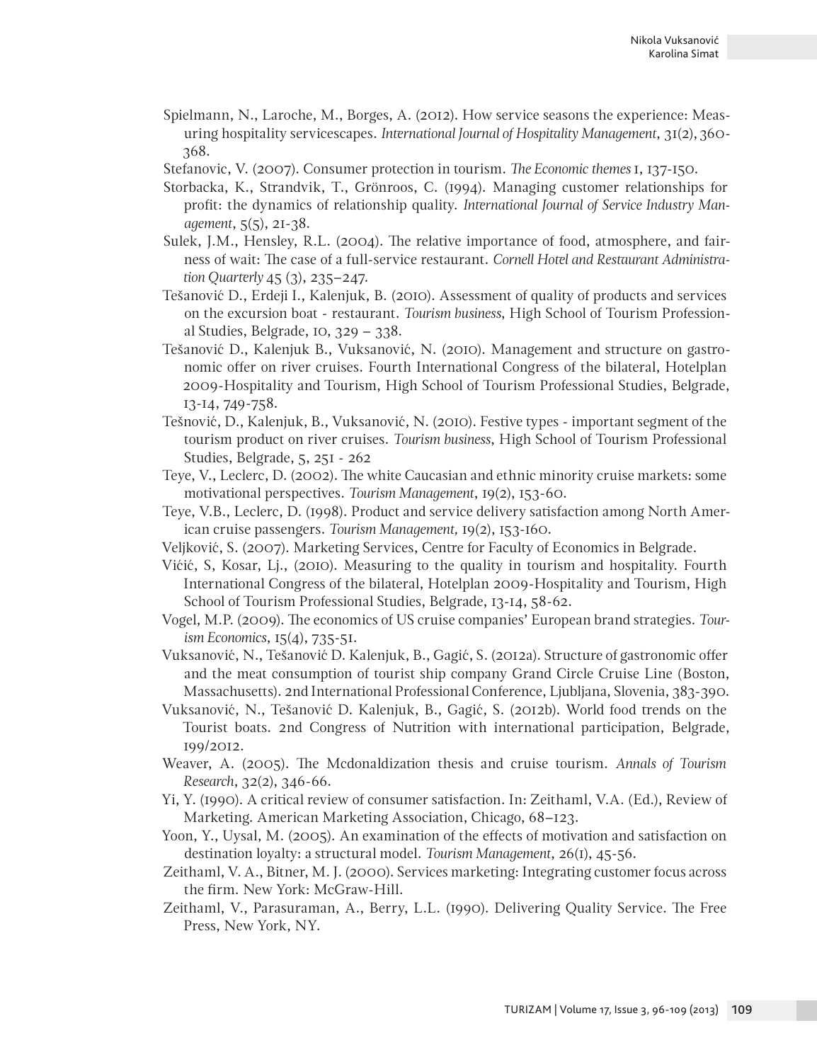Spielmann, N., Laroche, M., Borges, A. (2012). How service seasons the experience: Measuring hospitality servicescapes. *International Journal of Hospitality Management*, 31(2), 360-368.

Stefanovic, V. (2007). Consumer protection in tourism. *The Economic themes* 1, 137-150.

Storbacka, K., Strandvik, T., Grönroos, C. (1994). Managing customer relationships for profit: the dynamics of relationship quality. *International Journal of Service Industry Management*, 5(5), 21-38.

Sulek, J.M., Hensley, R.L. (2004). The relative importance of food, atmosphere, and fairness of wait: The case of a full-service restaurant. *Cornell Hotel and Restaurant Administration Quarterly* 45 (3), 235–247.

Tešanović D., Erdeji I., Kalenjuk, B. (2010). Assessment of quality of products and services on the excursion boat - restaurant. *Tourism business*, High School of Tourism Professional Studies, Belgrade, 10, 329 – 338.

Tešanović D., Kalenjuk B., Vuksanović, N. (2010). Management and structure on gastronomic offer on river cruises. Fourth International Congress of the bilateral, Hotelplan 2009-Hospitality and Tourism, High School of Tourism Professional Studies, Belgrade, 13-14, 749-758.

Tešnović, D., Kalenjuk, B., Vuksanović, N. (2010). Festive types - important segment of the tourism product on river cruises. *Tourism business*, High School of Tourism Professional Studies, Belgrade, 5, 251 - 262

Teye, V., Leclerc, D. (2002). The white Caucasian and ethnic minority cruise markets: some motivational perspectives. *Tourism Management*, 19(2), 153-60.

Teye, V.B., Leclerc, D. (1998). Product and service delivery satisfaction among North American cruise passengers. *Tourism Management*, 19(2), 153-160.

Veljković, S. (2007). Marketing Services, Centre for Faculty of Economics in Belgrade.

Vićić, S, Kosar, Lj., (2010). Measuring to the quality in tourism and hospitality. Fourth International Congress of the bilateral, Hotelplan 2009-Hospitality and Tourism, High School of Tourism Professional Studies, Belgrade, 13-14, 58-62.

Vogel, M.P. (2009). The economics of US cruise companies' European brand strategies. *Tourism Economics*, 15(4), 735-51.

Vuksanović, N., Tešanović D. Kalenjuk, B., Gagić, S. (2012a). Structure of gastronomic offer and the meat consumption of tourist ship company Grand Circle Cruise Line (Boston, Massachusetts). 2nd International Professional Conference, Ljubljana, Slovenia, 383-390.

Vuksanović, N., Tešanović D. Kalenjuk, B., Gagić, S. (2012b). World food trends on the Tourist boats. 2nd Congress of Nutrition with international participation, Belgrade, 199/2012.

Weaver, A. (2005). The Mcdonaldization thesis and cruise tourism. *Annals of Tourism Research*, 32(2), 346-66.

Yi, Y. (1990). A critical review of consumer satisfaction. In: Zeithaml, V.A. (Ed.), Review of Marketing. American Marketing Association, Chicago, 68–123.

Yoon, Y., Uysal, M. (2005). An examination of the effects of motivation and satisfaction on destination loyalty: a structural model. *Tourism Management*, 26(1), 45-56.

Zeithaml, V. A., Bitner, M. J. (2000). Services marketing: Integrating customer focus across the firm. New York: McGraw-Hill.

Zeithaml, V., Parasuraman, A., Berry, L.L. (1990). Delivering Quality Service. The Free Press, New York, NY.